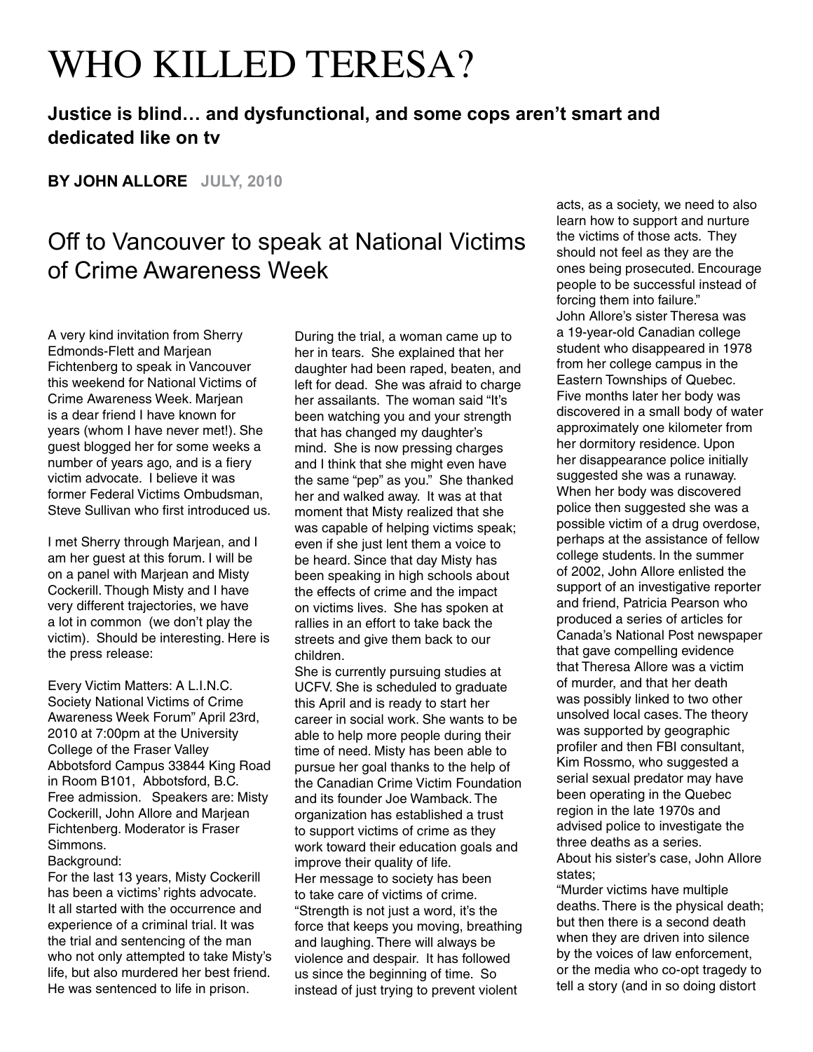# WHO KILLED TERESA?

**Justice is blind… and dysfunctional, and some cops aren't smart and dedicated like on tv**

**BY JOHN ALLORE** **JULY, 2010**

## Off to Vancouver to speak at National Victims of Crime Awareness Week

A very kind invitation from Sherry Edmonds-Flett and Marjean Fichtenberg to speak in Vancouver this weekend for National Victims of Crime Awareness Week. Marjean is a dear friend I have known for years (whom I have never met!). She guest blogged her for some weeks a number of years ago, and is a fiery victim advocate. I believe it was former Federal Victims Ombudsman, Steve Sullivan who first introduced us.

I met Sherry through Marjean, and I am her guest at this forum. I will be on a panel with Marjean and Misty Cockerill. Though Misty and I have very different trajectories, we have a lot in common (we don't play the victim). Should be interesting. Here is the press release:

Every Victim Matters: A L.I.N.C. Society National Victims of Crime Awareness Week Forum" April 23rd, 2010 at 7:00pm at the University College of the Fraser Valley Abbotsford Campus 33844 King Road in Room B101, Abbotsford, B.C. Free admission. Speakers are: Misty Cockerill, John Allore and Marjean Fichtenberg. Moderator is Fraser Simmons.

Background:

For the last 13 years, Misty Cockerill has been a victims' rights advocate. It all started with the occurrence and experience of a criminal trial. It was the trial and sentencing of the man who not only attempted to take Misty's life, but also murdered her best friend. He was sentenced to life in prison.

During the trial, a woman came up to her in tears. She explained that her daughter had been raped, beaten, and left for dead. She was afraid to charge her assailants. The woman said "It's been watching you and your strength that has changed my daughter's mind. She is now pressing charges and I think that she might even have the same "pep" as you." She thanked her and walked away. It was at that moment that Misty realized that she was capable of helping victims speak; even if she just lent them a voice to be heard. Since that day Misty has been speaking in high schools about the effects of crime and the impact on victims lives. She has spoken at rallies in an effort to take back the streets and give them back to our children.

She is currently pursuing studies at UCFV. She is scheduled to graduate this April and is ready to start her career in social work. She wants to be able to help more people during their time of need. Misty has been able to pursue her goal thanks to the help of the Canadian Crime Victim Foundation and its founder Joe Wamback. The organization has established a trust to support victims of crime as they work toward their education goals and improve their quality of life.

Her message to society has been to take care of victims of crime. "Strength is not just a word, it's the force that keeps you moving, breathing and laughing. There will always be violence and despair. It has followed us since the beginning of time. So instead of just trying to prevent violent acts, as a society, we need to also learn how to support and nurture the victims of those acts. They should not feel as they are the ones being prosecuted. Encourage people to be successful instead of forcing them into failure."

John Allore's sister Theresa was a 19-year-old Canadian college student who disappeared in 1978 from her college campus in the Eastern Townships of Quebec. Five months later her body was discovered in a small body of water approximately one kilometer from her dormitory residence. Upon her disappearance police initially suggested she was a runaway. When her body was discovered police then suggested she was a possible victim of a drug overdose, perhaps at the assistance of fellow college students. In the summer of 2002, John Allore enlisted the support of an investigative reporter and friend, Patricia Pearson who produced a series of articles for Canada's National Post newspaper that gave compelling evidence that Theresa Allore was a victim of murder, and that her death was possibly linked to two other unsolved local cases. The theory was supported by geographic profiler and then FBI consultant, Kim Rossmo, who suggested a serial sexual predator may have been operating in the Quebec region in the late 1970s and advised police to investigate the three deaths as a series.

About his sister's case, John Allore states;

"Murder victims have multiple deaths. There is the physical death; but then there is a second death when they are driven into silence by the voices of law enforcement, or the media who co-opt tragedy to tell a story (and in so doing distort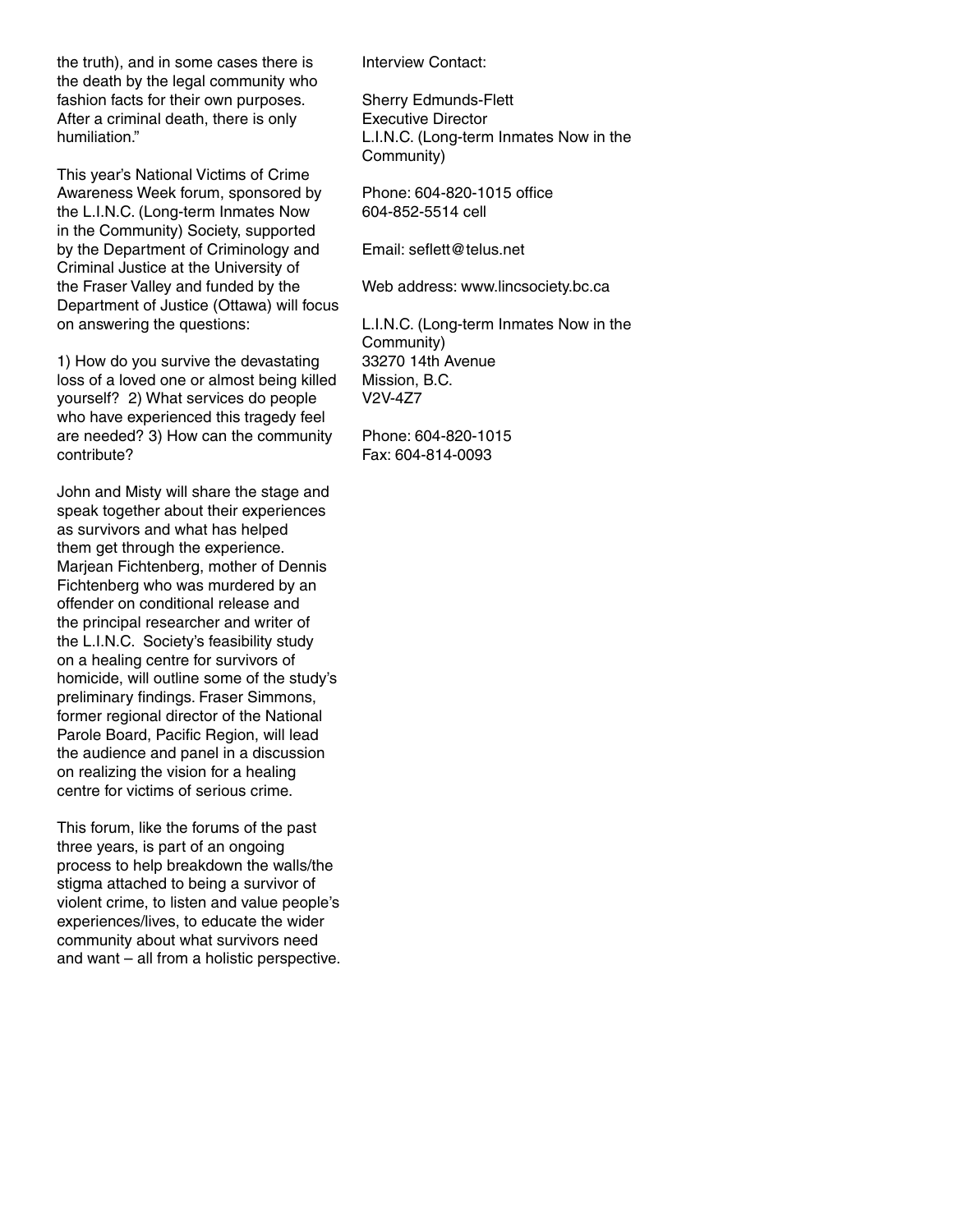the truth), and in some cases there is the death by the legal community who fashion facts for their own purposes. After a criminal death, there is only humiliation."

This year's National Victims of Crime Awareness Week forum, sponsored by the L.I.N.C. (Long-term Inmates Now in the Community) Society, supported by the Department of Criminology and Criminal Justice at the University of the Fraser Valley and funded by the Department of Justice (Ottawa) will focus on answering the questions:

1) How do you survive the devastating loss of a loved one or almost being killed yourself? 2) What services do people who have experienced this tragedy feel are needed? 3) How can the community contribute?

John and Misty will share the stage and speak together about their experiences as survivors and what has helped them get through the experience. Marjean Fichtenberg, mother of Dennis Fichtenberg who was murdered by an offender on conditional release and the principal researcher and writer of the L.I.N.C. Society's feasibility study on a healing centre for survivors of homicide, will outline some of the study's preliminary findings. Fraser Simmons, former regional director of the National Parole Board, Pacific Region, will lead the audience and panel in a discussion on realizing the vision for a healing centre for victims of serious crime.

This forum, like the forums of the past three years, is part of an ongoing process to help breakdown the walls/the stigma attached to being a survivor of violent crime, to listen and value people's experiences/lives, to educate the wider community about what survivors need and want – all from a holistic perspective.

Interview Contact:

Sherry Edmunds-Flett
Executive Director
L.I.N.C. (Long-term Inmates Now in the Community)

Phone: 604-820-1015 office
604-852-5514 cell

Email: seflett@telus.net

Web address: www.lincsociety.bc.ca

L.I.N.C. (Long-term Inmates Now in the Community)
33270 14th Avenue
Mission, B.C.
V2V-4Z7

Phone: 604-820-1015
Fax: 604-814-0093